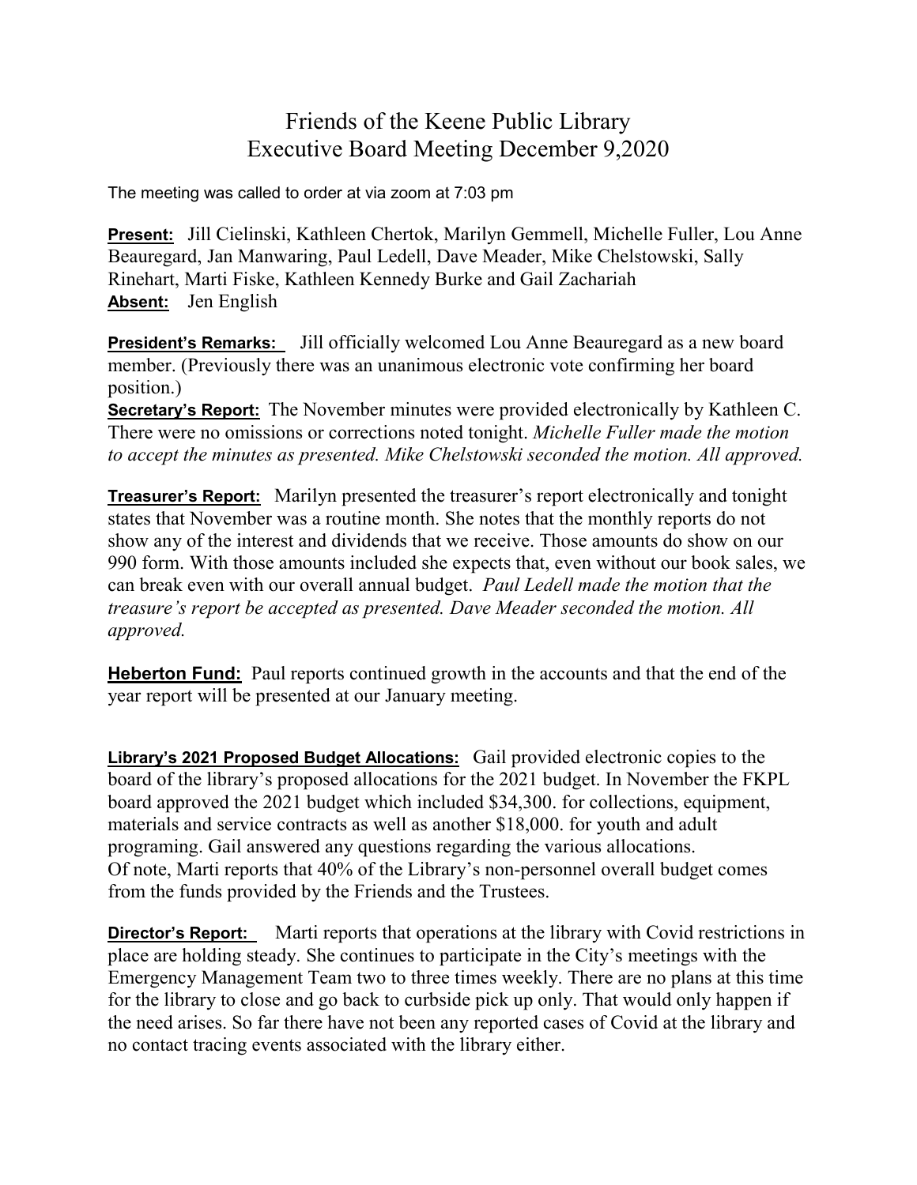# Friends of the Keene Public Library
## Executive Board Meeting December 9,2020

The meeting was called to order at via zoom at 7:03 pm

**Present:** Jill Cielinski, Kathleen Chertok, Marilyn Gemmell, Michelle Fuller, Lou Anne Beauregard, Jan Manwaring, Paul Ledell, Dave Meader, Mike Chelstowski, Sally Rinehart, Marti Fiske, Kathleen Kennedy Burke and Gail Zachariah
**Absent:** Jen English

**President's Remarks:** Jill officially welcomed Lou Anne Beauregard as a new board member. (Previously there was an unanimous electronic vote confirming her board position.)

**Secretary's Report:** The November minutes were provided electronically by Kathleen C. There were no omissions or corrections noted tonight. *Michelle Fuller made the motion to accept the minutes as presented. Mike Chelstowski seconded the motion. All approved.*

**Treasurer's Report:** Marilyn presented the treasurer's report electronically and tonight states that November was a routine month. She notes that the monthly reports do not show any of the interest and dividends that we receive. Those amounts do show on our 990 form. With those amounts included she expects that, even without our book sales, we can break even with our overall annual budget. *Paul Ledell made the motion that the treasure's report be accepted as presented. Dave Meader seconded the motion. All approved.*

**Heberton Fund:** Paul reports continued growth in the accounts and that the end of the year report will be presented at our January meeting.

**Library's 2021 Proposed Budget Allocations:** Gail provided electronic copies to the board of the library's proposed allocations for the 2021 budget. In November the FKPL board approved the 2021 budget which included $34,300. for collections, equipment, materials and service contracts as well as another $18,000. for youth and adult programing. Gail answered any questions regarding the various allocations.
Of note, Marti reports that 40% of the Library's non-personnel overall budget comes from the funds provided by the Friends and the Trustees.

**Director's Report:** Marti reports that operations at the library with Covid restrictions in place are holding steady. She continues to participate in the City's meetings with the Emergency Management Team two to three times weekly. There are no plans at this time for the library to close and go back to curbside pick up only. That would only happen if the need arises. So far there have not been any reported cases of Covid at the library and no contact tracing events associated with the library either.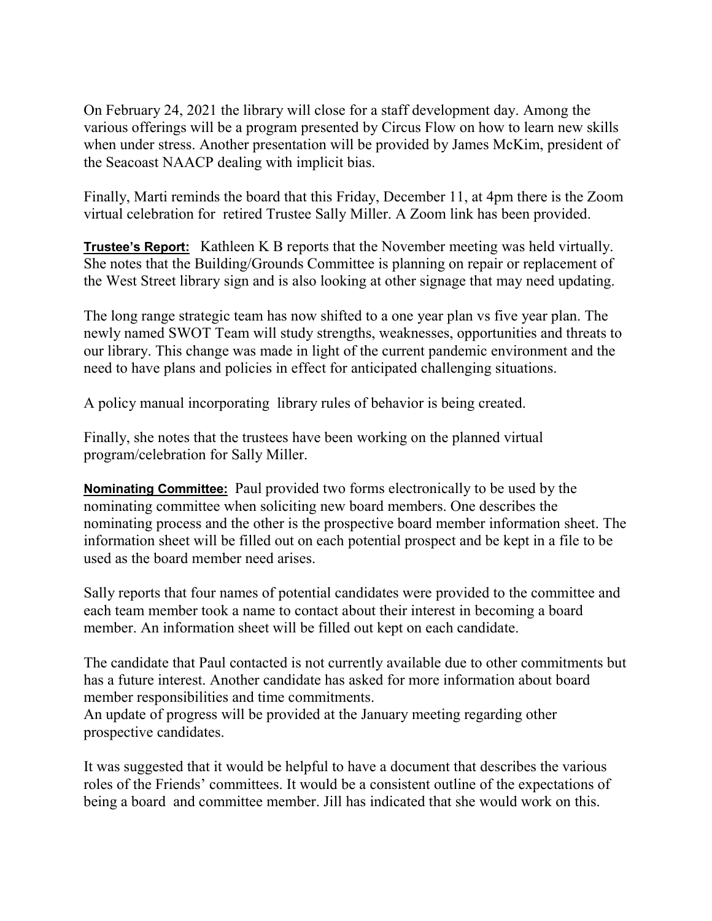On February 24, 2021 the library will close for a staff development day. Among the various offerings will be a program presented by Circus Flow on how to learn new skills when under stress. Another presentation will be provided by James McKim, president of the Seacoast NAACP dealing with implicit bias.

Finally, Marti reminds the board that this Friday, December 11, at 4pm there is the Zoom virtual celebration for retired Trustee Sally Miller. A Zoom link has been provided.

**Trustee's Report:** Kathleen K B reports that the November meeting was held virtually. She notes that the Building/Grounds Committee is planning on repair or replacement of the West Street library sign and is also looking at other signage that may need updating.

The long range strategic team has now shifted to a one year plan vs five year plan. The newly named SWOT Team will study strengths, weaknesses, opportunities and threats to our library. This change was made in light of the current pandemic environment and the need to have plans and policies in effect for anticipated challenging situations.

A policy manual incorporating library rules of behavior is being created.

Finally, she notes that the trustees have been working on the planned virtual program/celebration for Sally Miller.

**Nominating Committee:** Paul provided two forms electronically to be used by the nominating committee when soliciting new board members. One describes the nominating process and the other is the prospective board member information sheet. The information sheet will be filled out on each potential prospect and be kept in a file to be used as the board member need arises.

Sally reports that four names of potential candidates were provided to the committee and each team member took a name to contact about their interest in becoming a board member. An information sheet will be filled out kept on each candidate.

The candidate that Paul contacted is not currently available due to other commitments but has a future interest. Another candidate has asked for more information about board member responsibilities and time commitments.
An update of progress will be provided at the January meeting regarding other prospective candidates.

It was suggested that it would be helpful to have a document that describes the various roles of the Friends' committees. It would be a consistent outline of the expectations of being a board and committee member. Jill has indicated that she would work on this.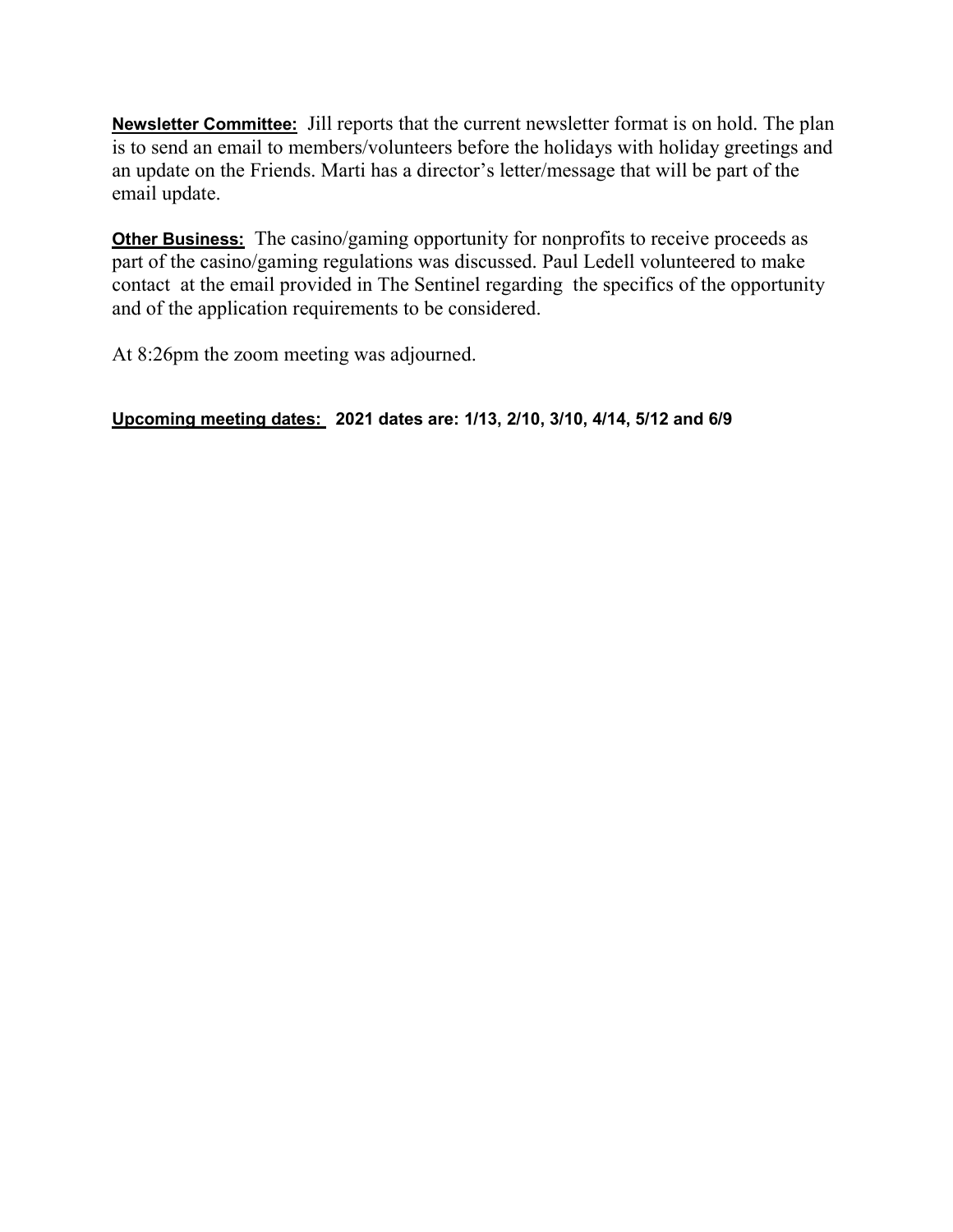**Newsletter Committee:** Jill reports that the current newsletter format is on hold. The plan is to send an email to members/volunteers before the holidays with holiday greetings and an update on the Friends. Marti has a director's letter/message that will be part of the email update.

**Other Business:** The casino/gaming opportunity for nonprofits to receive proceeds as part of the casino/gaming regulations was discussed. Paul Ledell volunteered to make contact at the email provided in The Sentinel regarding the specifics of the opportunity and of the application requirements to be considered.

At 8:26pm the zoom meeting was adjourned.

**Upcoming meeting dates: 2021 dates are: 1/13, 2/10, 3/10, 4/14, 5/12 and 6/9**